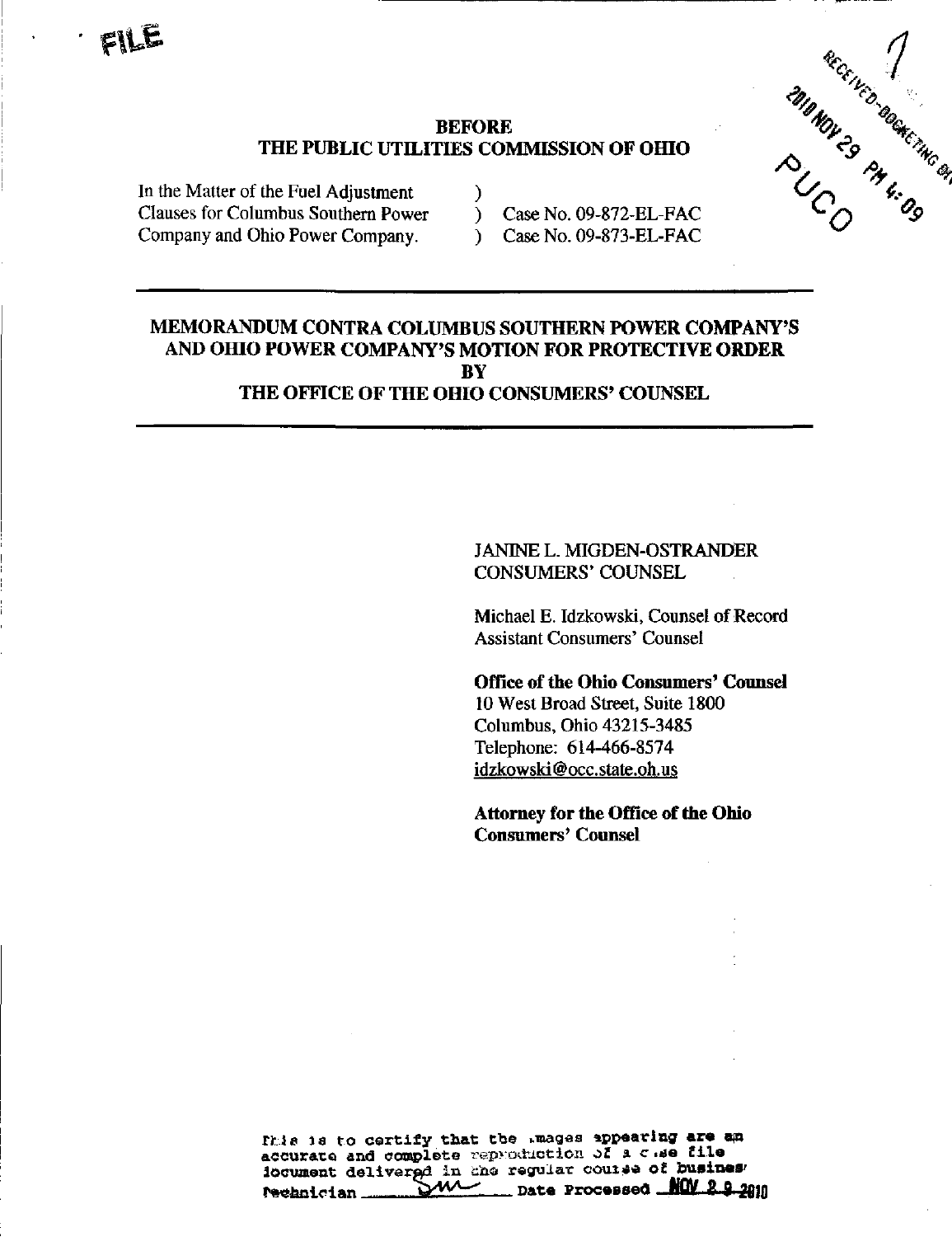FILE

RECEIVED-DOCKETING DIV
2010 NOV 29 PM 4:09
PUCO

**BEFORE**
**THE PUBLIC UTILITIES COMMISSION OF OHIO**

| | | |
|---|---|---|
| In the Matter of the Fuel Adjustment | ) | |
| Clauses for Columbus Southern Power | ) | Case No. 09-872-EL-FAC |
| Company and Ohio Power Company. | ) | Case No. 09-873-EL-FAC |

---

**MEMORANDUM CONTRA COLUMBUS SOUTHERN POWER COMPANY'S AND OHIO POWER COMPANY'S MOTION FOR PROTECTIVE ORDER**
**BY**
**THE OFFICE OF THE OHIO CONSUMERS' COUNSEL**

---

JANINE L. MIGDEN-OSTRANDER
CONSUMERS' COUNSEL

Michael E. Idzkowski, Counsel of Record
Assistant Consumers' Counsel

**Office of the Ohio Consumers' Counsel**
10 West Broad Street, Suite 1800
Columbus, Ohio 43215-3485
Telephone: 614-466-8574
idzkowski@occ.state.oh.us

**Attorney for the Office of the Ohio Consumers' Counsel**

This is to certify that the images appearing are an accurate and complete reproduction of a case file document delivered in the regular course of business
Technician SM Date Processed NOV 29 2010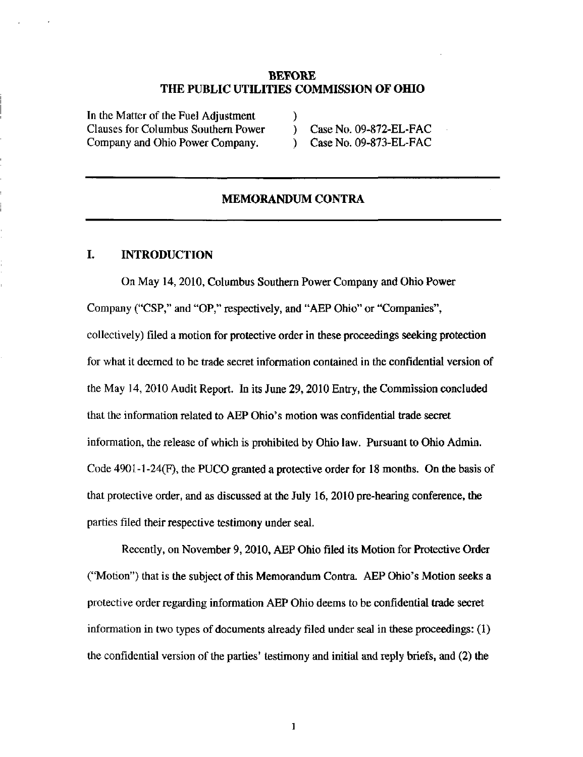# BEFORE
# THE PUBLIC UTILITIES COMMISSION OF OHIO

| | | |
|---|---|---|
| In the Matter of the Fuel Adjustment | ) | |
| Clauses for Columbus Southern Power | ) | Case No. 09-872-EL-FAC |
| Company and Ohio Power Company. | ) | Case No. 09-873-EL-FAC |

---

## MEMORANDUM CONTRA

---

## I. INTRODUCTION

On May 14, 2010, Columbus Southern Power Company and Ohio Power Company ("CSP," and "OP," respectively, and "AEP Ohio" or "Companies", collectively) filed a motion for protective order in these proceedings seeking protection for what it deemed to be trade secret information contained in the confidential version of the May 14, 2010 Audit Report. In its June 29, 2010 Entry, the Commission concluded that the information related to AEP Ohio's motion was confidential trade secret information, the release of which is prohibited by Ohio law. Pursuant to Ohio Admin. Code 4901-1-24(F), the PUCO granted a protective order for 18 months. On the basis of that protective order, and as discussed at the July 16, 2010 pre-hearing conference, the parties filed their respective testimony under seal.

Recently, on November 9, 2010, AEP Ohio filed its Motion for Protective Order ("Motion") that is the subject of this Memorandum Contra. AEP Ohio's Motion seeks a protective order regarding information AEP Ohio deems to be confidential trade secret information in two types of documents already filed under seal in these proceedings: (1) the confidential version of the parties' testimony and initial and reply briefs, and (2) the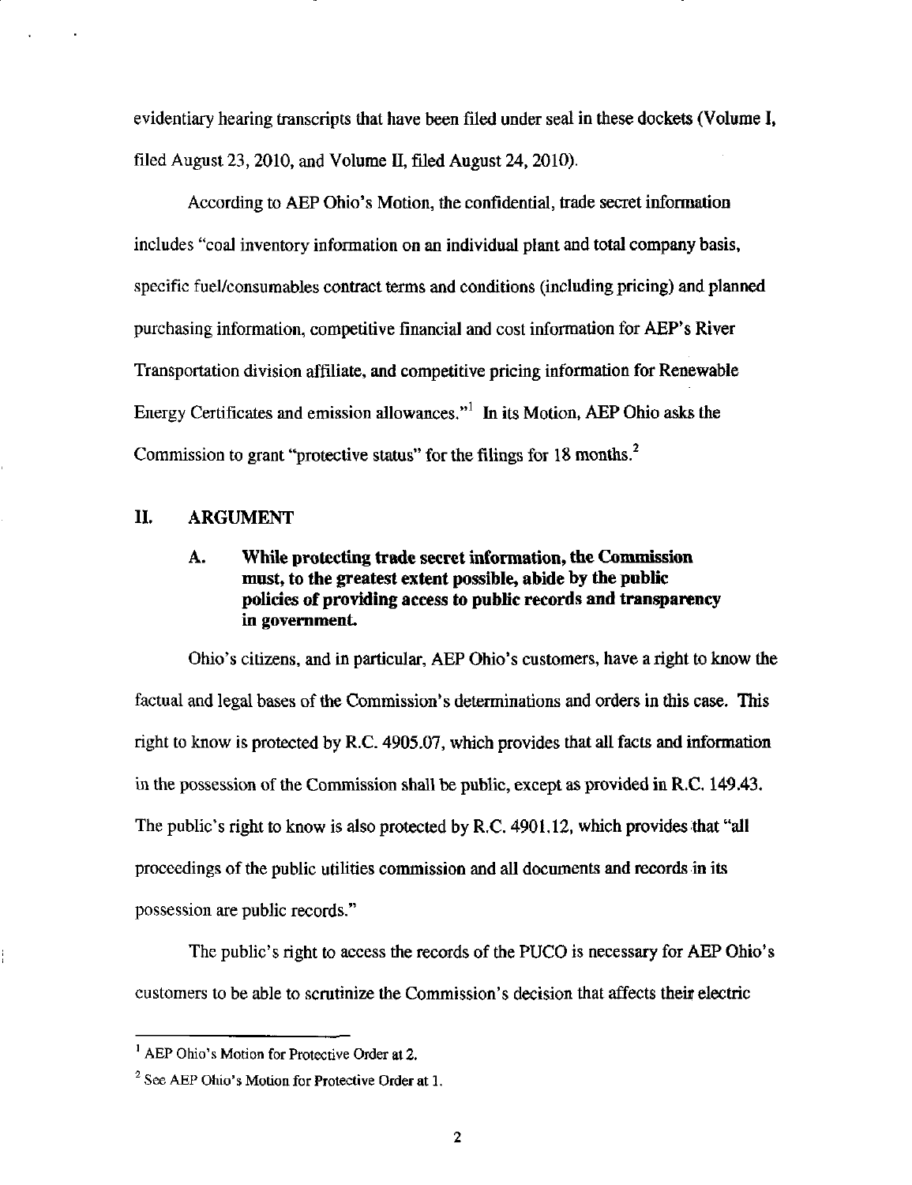evidentiary hearing transcripts that have been filed under seal in these dockets (Volume I, filed August 23, 2010, and Volume II, filed August 24, 2010).

According to AEP Ohio's Motion, the confidential, trade secret information includes "coal inventory information on an individual plant and total company basis, specific fuel/consumables contract terms and conditions (including pricing) and planned purchasing information, competitive financial and cost information for AEP's River Transportation division affiliate, and competitive pricing information for Renewable Energy Certificates and emission allowances."[1] In its Motion, AEP Ohio asks the Commission to grant "protective status" for the filings for 18 months.[2]

## II. ARGUMENT

### A. While protecting trade secret information, the Commission must, to the greatest extent possible, abide by the public policies of providing access to public records and transparency in government.

Ohio's citizens, and in particular, AEP Ohio's customers, have a right to know the factual and legal bases of the Commission's determinations and orders in this case. This right to know is protected by R.C. 4905.07, which provides that all facts and information in the possession of the Commission shall be public, except as provided in R.C. 149.43. The public's right to know is also protected by R.C. 4901.12, which provides that "all proceedings of the public utilities commission and all documents and records in its possession are public records."

The public's right to access the records of the PUCO is necessary for AEP Ohio's customers to be able to scrutinize the Commission's decision that affects their electric

---

[1] AEP Ohio's Motion for Protective Order at 2.

[2] See AEP Ohio's Motion for Protective Order at 1.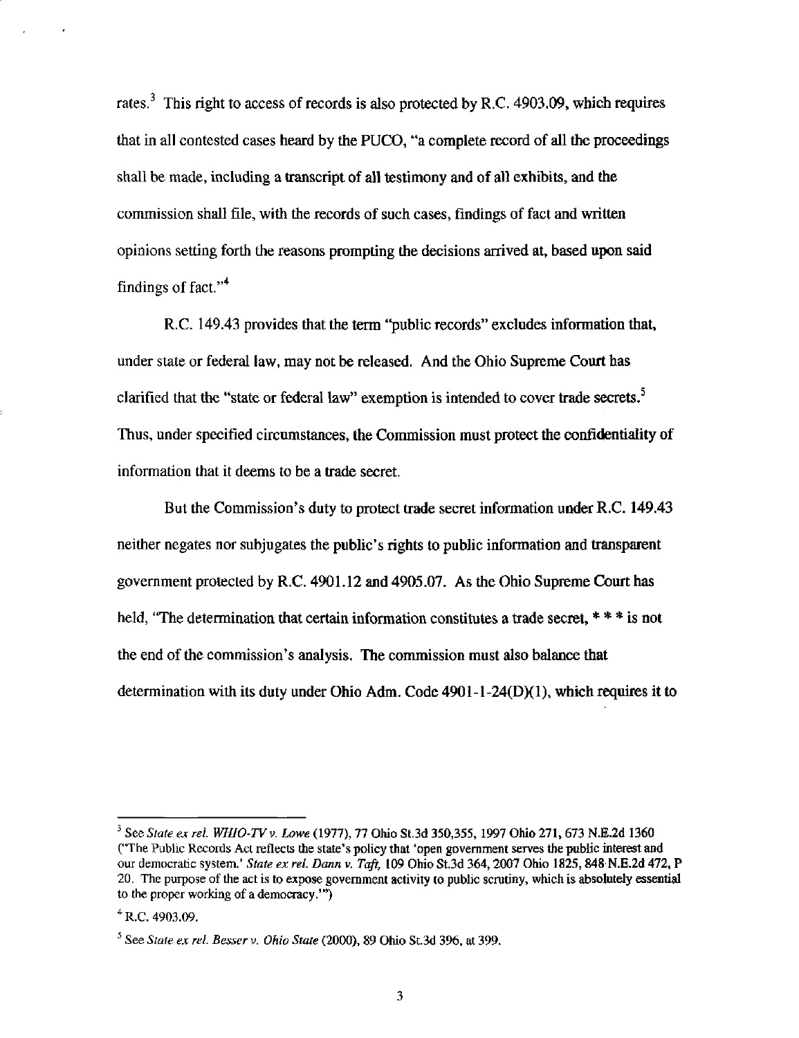rates.[3] This right to access of records is also protected by R.C. 4903.09, which requires that in all contested cases heard by the PUCO, "a complete record of all the proceedings shall be made, including a transcript of all testimony and of all exhibits, and the commission shall file, with the records of such cases, findings of fact and written opinions setting forth the reasons prompting the decisions arrived at, based upon said findings of fact."[4]

R.C. 149.43 provides that the term "public records" excludes information that, under state or federal law, may not be released. And the Ohio Supreme Court has clarified that the "state or federal law" exemption is intended to cover trade secrets.[5] Thus, under specified circumstances, the Commission must protect the confidentiality of information that it deems to be a trade secret.

But the Commission's duty to protect trade secret information under R.C. 149.43 neither negates nor subjugates the public's rights to public information and transparent government protected by R.C. 4901.12 and 4905.07. As the Ohio Supreme Court has held, "The determination that certain information constitutes a trade secret, * * * is not the end of the commission's analysis. The commission must also balance that determination with its duty under Ohio Adm. Code 4901-1-24(D)(1), which requires it to

---

[3] See *State ex rel. WHIO-TV v. Lowe* (1977), 77 Ohio St.3d 350,355, 1997 Ohio 271, 673 N.E.2d 1360 ("The Public Records Act reflects the state's policy that 'open government serves the public interest and our democratic system.' *State ex rel. Dann v. Taft,* 109 Ohio St.3d 364, 2007 Ohio 1825, 848 N.E.2d 472, P 20. The purpose of the act is to expose government activity to public scrutiny, which is absolutely essential to the proper working of a democracy.'")

[4] R.C. 4903.09.

[5] See *State ex rel. Besser v. Ohio State* (2000), 89 Ohio St.3d 396, at 399.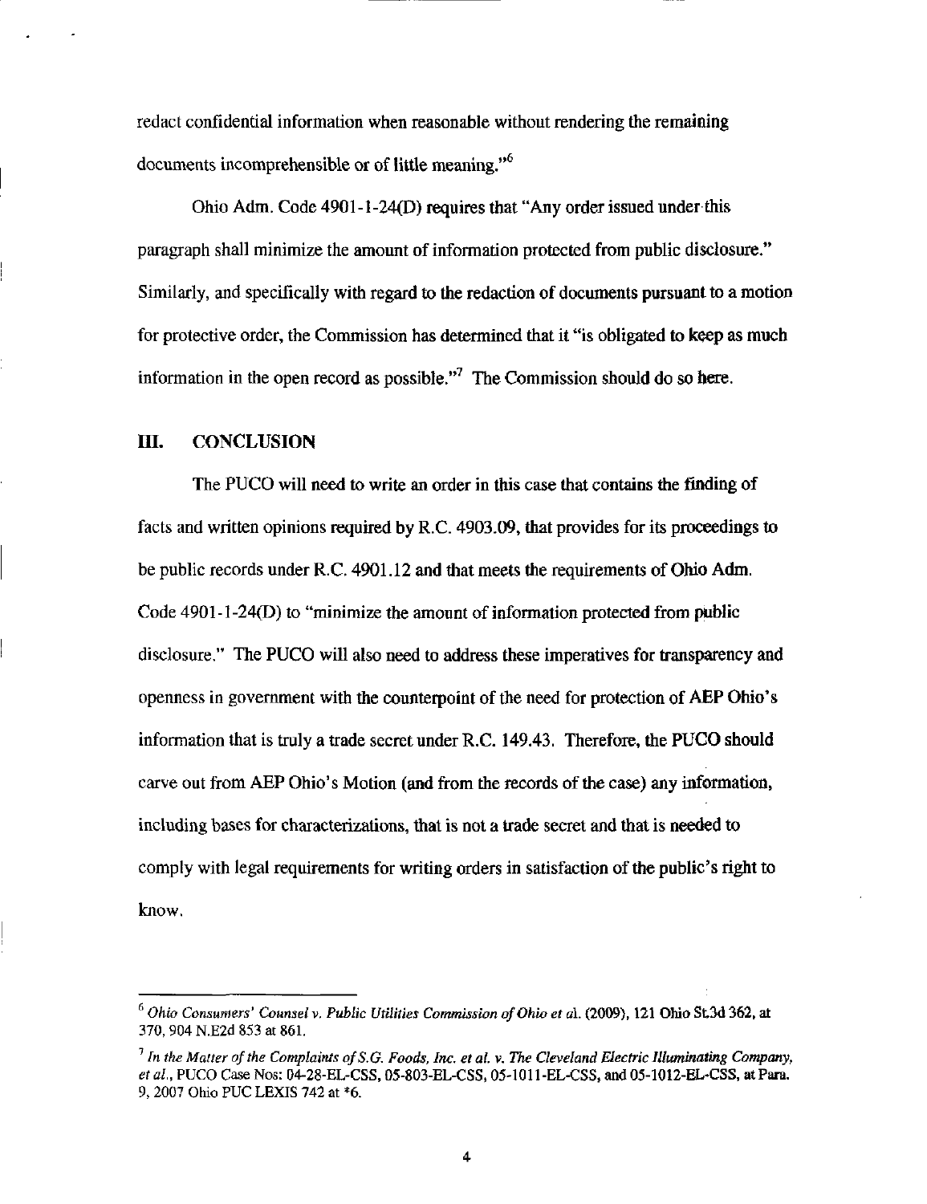redact confidential information when reasonable without rendering the remaining documents incomprehensible or of little meaning."[6]

Ohio Adm. Code 4901-1-24(D) requires that "Any order issued under this paragraph shall minimize the amount of information protected from public disclosure." Similarly, and specifically with regard to the redaction of documents pursuant to a motion for protective order, the Commission has determined that it "is obligated to keep as much information in the open record as possible."[7] The Commission should do so here.

## III. CONCLUSION

The PUCO will need to write an order in this case that contains the finding of facts and written opinions required by R.C. 4903.09, that provides for its proceedings to be public records under R.C. 4901.12 and that meets the requirements of Ohio Adm. Code 4901-1-24(D) to "minimize the amount of information protected from public disclosure." The PUCO will also need to address these imperatives for transparency and openness in government with the counterpoint of the need for protection of AEP Ohio's information that is truly a trade secret under R.C. 149.43. Therefore, the PUCO should carve out from AEP Ohio's Motion (and from the records of the case) any information, including bases for characterizations, that is not a trade secret and that is needed to comply with legal requirements for writing orders in satisfaction of the public's right to know.

---

[6] *Ohio Consumers' Counsel v. Public Utilities Commission of Ohio et al.* (2009), 121 Ohio St.3d 362, at 370, 904 N.E2d 853 at 861.

[7] *In the Matter of the Complaints of S.G. Foods, Inc. et al. v. The Cleveland Electric Illuminating Company, et al.*, PUCO Case Nos: 04-28-EL-CSS, 05-803-EL-CSS, 05-1011-EL-CSS, and 05-1012-EL-CSS, at Para. 9, 2007 Ohio PUC LEXIS 742 at *6.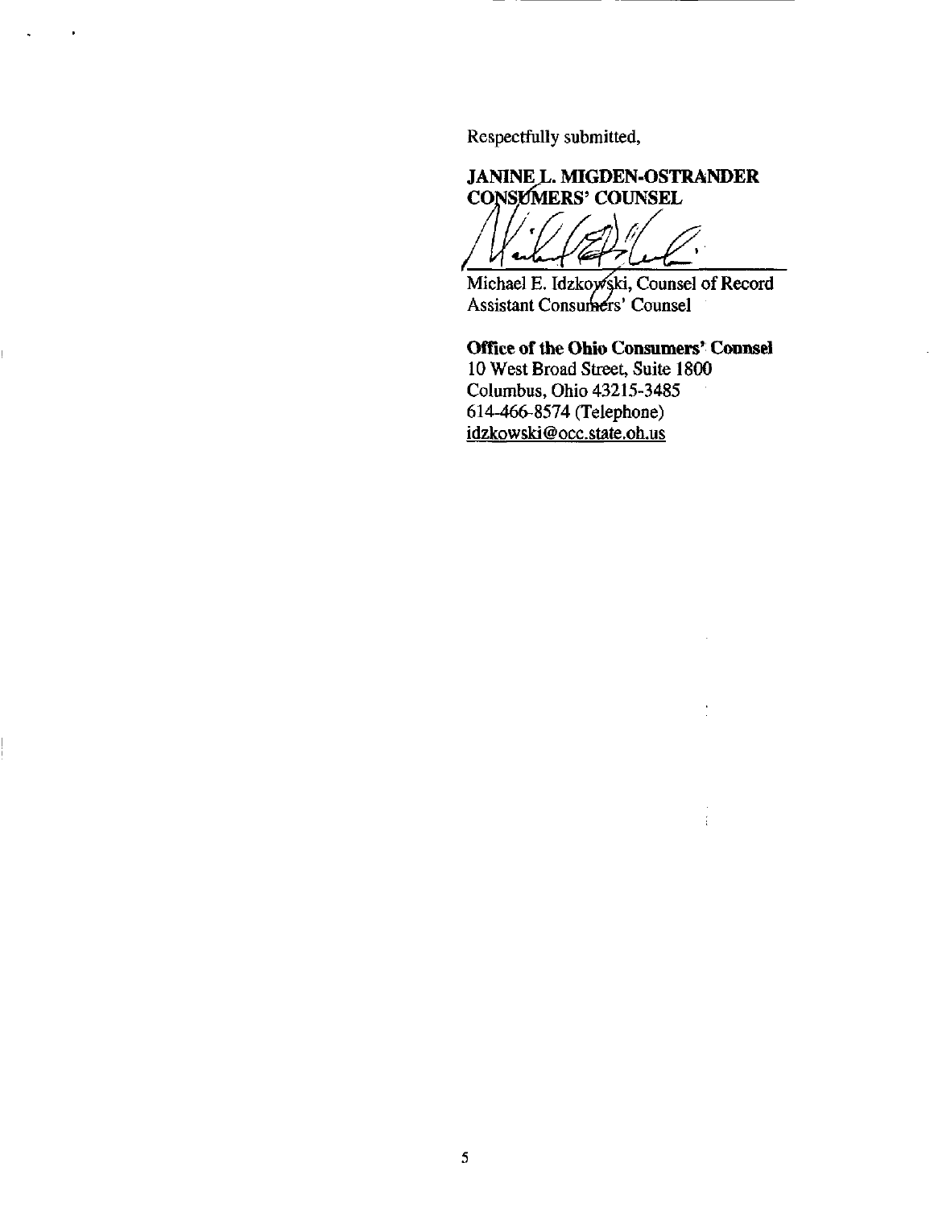Respectfully submitted,

**JANINE L. MIGDEN-OSTRANDER**
**CONSUMERS' COUNSEL**

Michael E. Idzkowski, Counsel of Record
Assistant Consumers' Counsel

**Office of the Ohio Consumers' Counsel**
10 West Broad Street, Suite 1800
Columbus, Ohio 43215-3485
614-466-8574 (Telephone)
idzkowski@occ.state.oh.us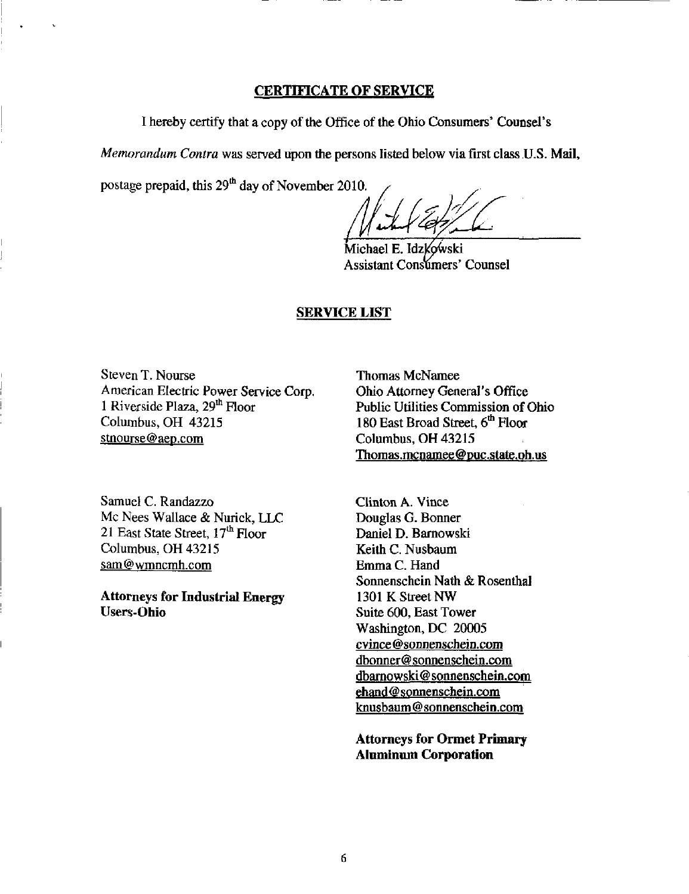## CERTIFICATE OF SERVICE

I hereby certify that a copy of the Office of the Ohio Consumers' Counsel's *Memorandum Contra* was served upon the persons listed below via first class U.S. Mail, postage prepaid, this 29th day of November 2010.

Michael E. Idzkowski
Assistant Consumers' Counsel

## SERVICE LIST

Steven T. Nourse
American Electric Power Service Corp.
1 Riverside Plaza, 29th Floor
Columbus, OH 43215
stnourse@aep.com

Thomas McNamee
Ohio Attorney General's Office
Public Utilities Commission of Ohio
180 East Broad Street, 6th Floor
Columbus, OH 43215
Thomas.mcnamee@puc.state.oh.us

Samuel C. Randazzo
Mc Nees Wallace & Nurick, LLC
21 East State Street, 17th Floor
Columbus, OH 43215
sam@wmncmh.com

**Attorneys for Industrial Energy Users-Ohio**

Clinton A. Vince
Douglas G. Bonner
Daniel D. Barnowski
Keith C. Nusbaum
Emma C. Hand
Sonnenschein Nath & Rosenthal
1301 K Street NW
Suite 600, East Tower
Washington, DC 20005
cvince@sonnenschein.com
dbonner@sonnenschein.com
dbarnowski@sonnenschein.com
ehand@sonnenschein.com
knusbaum@sonnenschein.com

**Attorneys for Ormet Primary Aluminum Corporation**